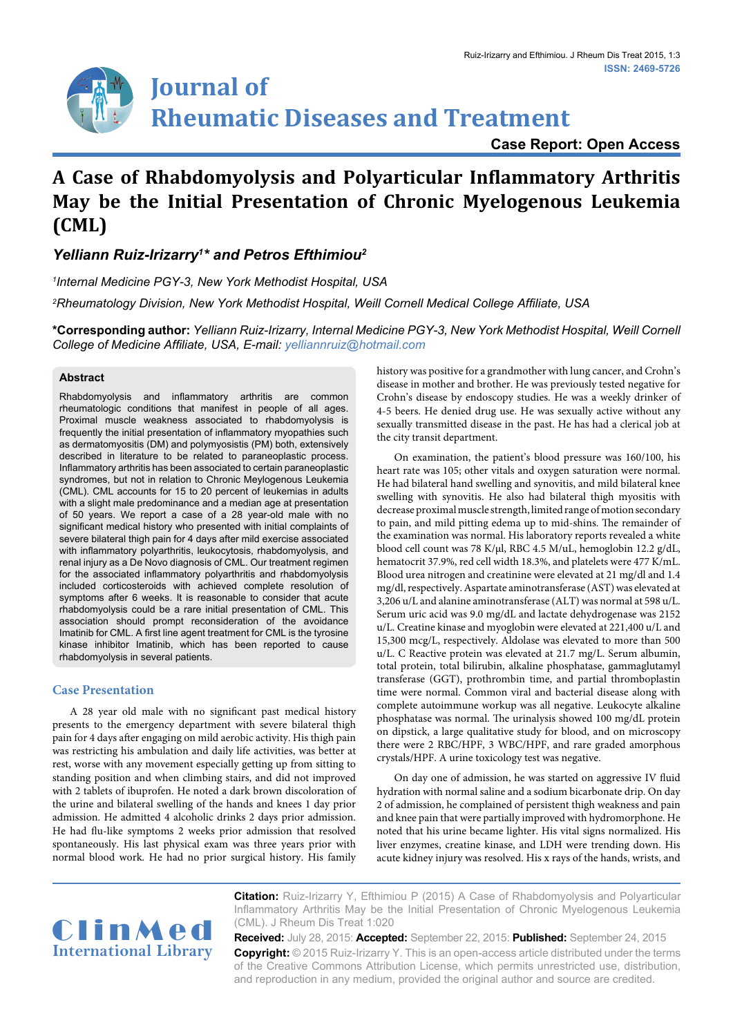# Journal of Rheumatic Diseases and Treatment

**Case Report: Open Access**

# A Case of Rhabdomyolysis and Polyarticular Inflammatory Arthritis May be the Initial Presentation of Chronic Myelogenous Leukemia (CML)

***Yelliann Ruiz-Irizarry[1]* and Petros Efthimiou[2]***

*[1]Internal Medicine PGY-3, New York Methodist Hospital, USA*

*[2]Rheumatology Division, New York Methodist Hospital, Weill Cornell Medical College Affiliate, USA*

**\*Corresponding author:** *Yelliann Ruiz-Irizarry, Internal Medicine PGY-3, New York Methodist Hospital, Weill Cornell College of Medicine Affiliate, USA, E-mail: yelliannruiz@hotmail.com*

## Abstract

Rhabdomyolysis and inflammatory arthritis are common rheumatologic conditions that manifest in people of all ages. Proximal muscle weakness associated to rhabdomyolysis is frequently the initial presentation of inflammatory myopathies such as dermatomyositis (DM) and polymyosistis (PM) both, extensively described in literature to be related to paraneoplastic process. Inflammatory arthritis has been associated to certain paraneoplastic syndromes, but not in relation to Chronic Meylogenous Leukemia (CML). CML accounts for 15 to 20 percent of leukemias in adults with a slight male predominance and a median age at presentation of 50 years. We report a case of a 28 year-old male with no significant medical history who presented with initial complaints of severe bilateral thigh pain for 4 days after mild exercise associated with inflammatory polyarthritis, leukocytosis, rhabdomyolysis, and renal injury as a De Novo diagnosis of CML. Our treatment regimen for the associated inflammatory polyarthritis and rhabdomyolysis included corticosteroids with achieved complete resolution of symptoms after 6 weeks. It is reasonable to consider that acute rhabdomyolysis could be a rare initial presentation of CML. This association should prompt reconsideration of the avoidance Imatinib for CML. A first line agent treatment for CML is the tyrosine kinase inhibitor Imatinib, which has been reported to cause rhabdomyolysis in several patients.

## Case Presentation

A 28 year old male with no significant past medical history presents to the emergency department with severe bilateral thigh pain for 4 days after engaging on mild aerobic activity. His thigh pain was restricting his ambulation and daily life activities, was better at rest, worse with any movement especially getting up from sitting to standing position and when climbing stairs, and did not improved with 2 tablets of ibuprofen. He noted a dark brown discoloration of the urine and bilateral swelling of the hands and knees 1 day prior admission. He admitted 4 alcoholic drinks 2 days prior admission. He had flu-like symptoms 2 weeks prior admission that resolved spontaneously. His last physical exam was three years prior with normal blood work. He had no prior surgical history. His family history was positive for a grandmother with lung cancer, and Crohn's disease in mother and brother. He was previously tested negative for Crohn's disease by endoscopy studies. He was a weekly drinker of 4-5 beers. He denied drug use. He was sexually active without any sexually transmitted disease in the past. He has had a clerical job at the city transit department.

On examination, the patient's blood pressure was 160/100, his heart rate was 105; other vitals and oxygen saturation were normal. He had bilateral hand swelling and synovitis, and mild bilateral knee swelling with synovitis. He also had bilateral thigh myositis with decrease proximal muscle strength, limited range of motion secondary to pain, and mild pitting edema up to mid-shins. The remainder of the examination was normal. His laboratory reports revealed a white blood cell count was 78 K/μl, RBC 4.5 M/uL, hemoglobin 12.2 g/dL, hematocrit 37.9%, red cell width 18.3%, and platelets were 477 K/mL. Blood urea nitrogen and creatinine were elevated at 21 mg/dl and 1.4 mg/dl, respectively. Aspartate aminotransferase (AST) was elevated at 3,206 u/L and alanine aminotransferase (ALT) was normal at 598 u/L. Serum uric acid was 9.0 mg/dL and lactate dehydrogenase was 2152 u/L. Creatine kinase and myoglobin were elevated at 221,400 u/L and 15,300 mcg/L, respectively. Aldolase was elevated to more than 500 u/L. C Reactive protein was elevated at 21.7 mg/L. Serum albumin, total protein, total bilirubin, alkaline phosphatase, gammaglutamyl transferase (GGT), prothrombin time, and partial thromboplastin time were normal. Common viral and bacterial disease along with complete autoimmune workup was all negative. Leukocyte alkaline phosphatase was normal. The urinalysis showed 100 mg/dL protein on dipstick, a large qualitative study for blood, and on microscopy there were 2 RBC/HPF, 3 WBC/HPF, and rare graded amorphous crystals/HPF. A urine toxicology test was negative.

On day one of admission, he was started on aggressive IV fluid hydration with normal saline and a sodium bicarbonate drip. On day 2 of admission, he complained of persistent thigh weakness and pain and knee pain that were partially improved with hydromorphone. He noted that his urine became lighter. His vital signs normalized. His liver enzymes, creatine kinase, and LDH were trending down. His acute kidney injury was resolved. His x rays of the hands, wrists, and

**Citation:** Ruiz-Irizarry Y, Efthimiou P (2015) A Case of Rhabdomyolysis and Polyarticular Inflammatory Arthritis May be the Initial Presentation of Chronic Myelogenous Leukemia (CML). J Rheum Dis Treat 1:020

**Received:** July 28, 2015: **Accepted:** September 22, 2015: **Published:** September 24, 2015

**Copyright:** © 2015 Ruiz-Irizarry Y. This is an open-access article distributed under the terms of the Creative Commons Attribution License, which permits unrestricted use, distribution, and reproduction in any medium, provided the original author and source are credited.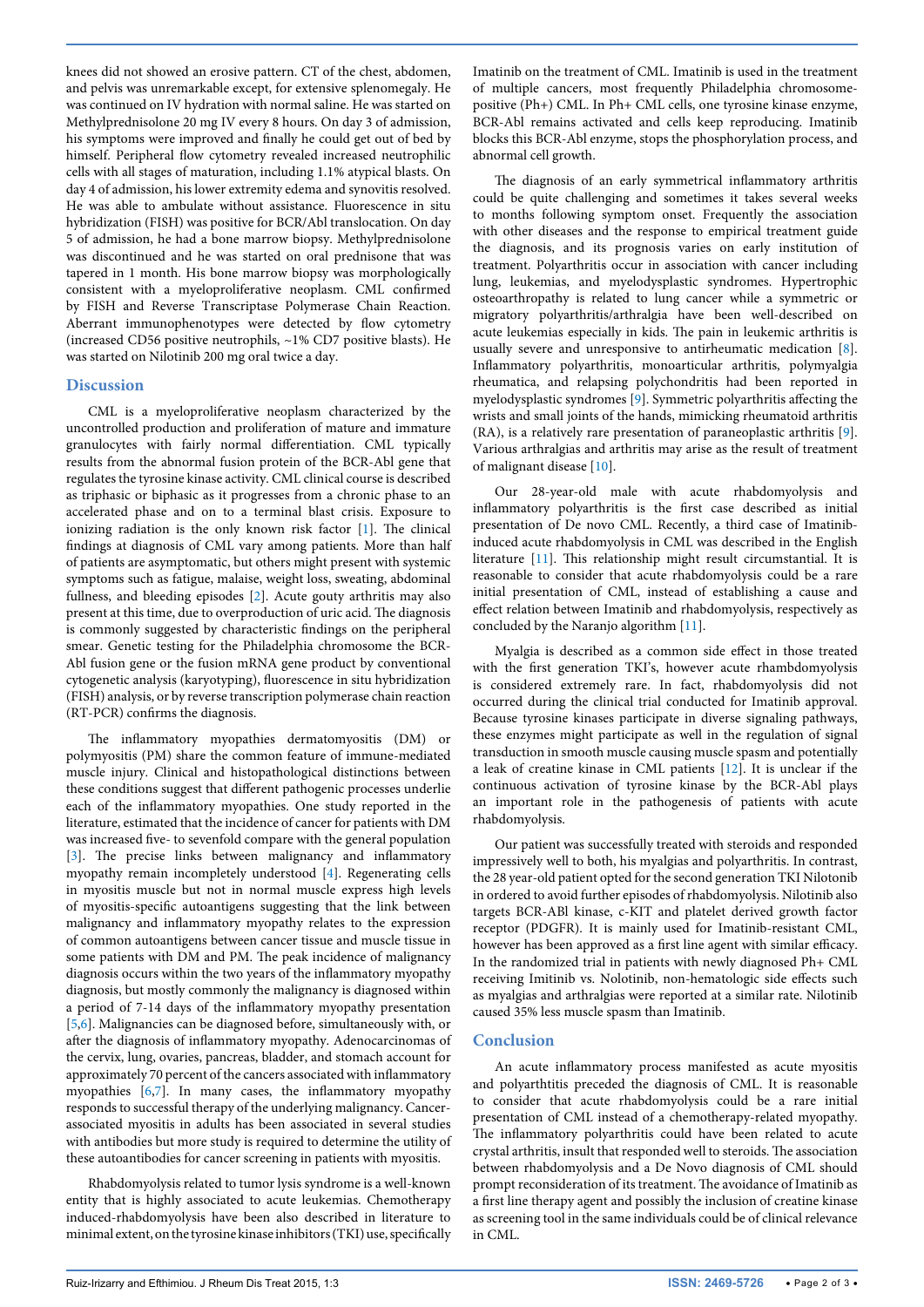knees did not showed an erosive pattern. CT of the chest, abdomen, and pelvis was unremarkable except, for extensive splenomegaly. He was continued on IV hydration with normal saline. He was started on Methylprednisolone 20 mg IV every 8 hours. On day 3 of admission, his symptoms were improved and finally he could get out of bed by himself. Peripheral flow cytometry revealed increased neutrophilic cells with all stages of maturation, including 1.1% atypical blasts. On day 4 of admission, his lower extremity edema and synovitis resolved. He was able to ambulate without assistance. Fluorescence in situ hybridization (FISH) was positive for BCR/Abl translocation. On day 5 of admission, he had a bone marrow biopsy. Methylprednisolone was discontinued and he was started on oral prednisone that was tapered in 1 month. His bone marrow biopsy was morphologically consistent with a myeloproliferative neoplasm. CML confirmed by FISH and Reverse Transcriptase Polymerase Chain Reaction. Aberrant immunophenotypes were detected by flow cytometry (increased CD56 positive neutrophils, ~1% CD7 positive blasts). He was started on Nilotinib 200 mg oral twice a day.

## Discussion

CML is a myeloproliferative neoplasm characterized by the uncontrolled production and proliferation of mature and immature granulocytes with fairly normal differentiation. CML typically results from the abnormal fusion protein of the BCR-Abl gene that regulates the tyrosine kinase activity. CML clinical course is described as triphasic or biphasic as it progresses from a chronic phase to an accelerated phase and on to a terminal blast crisis. Exposure to ionizing radiation is the only known risk factor [1]. The clinical findings at diagnosis of CML vary among patients. More than half of patients are asymptomatic, but others might present with systemic symptoms such as fatigue, malaise, weight loss, sweating, abdominal fullness, and bleeding episodes [2]. Acute gouty arthritis may also present at this time, due to overproduction of uric acid. The diagnosis is commonly suggested by characteristic findings on the peripheral smear. Genetic testing for the Philadelphia chromosome the BCR-Abl fusion gene or the fusion mRNA gene product by conventional cytogenetic analysis (karyotyping), fluorescence in situ hybridization (FISH) analysis, or by reverse transcription polymerase chain reaction (RT-PCR) confirms the diagnosis.

The inflammatory myopathies dermatomyositis (DM) or polymyositis (PM) share the common feature of immune-mediated muscle injury. Clinical and histopathological distinctions between these conditions suggest that different pathogenic processes underlie each of the inflammatory myopathies. One study reported in the literature, estimated that the incidence of cancer for patients with DM was increased five- to sevenfold compare with the general population [3]. The precise links between malignancy and inflammatory myopathy remain incompletely understood [4]. Regenerating cells in myositis muscle but not in normal muscle express high levels of myositis-specific autoantigens suggesting that the link between malignancy and inflammatory myopathy relates to the expression of common autoantigens between cancer tissue and muscle tissue in some patients with DM and PM. The peak incidence of malignancy diagnosis occurs within the two years of the inflammatory myopathy diagnosis, but mostly commonly the malignancy is diagnosed within a period of 7-14 days of the inflammatory myopathy presentation [5,6]. Malignancies can be diagnosed before, simultaneously with, or after the diagnosis of inflammatory myopathy. Adenocarcinomas of the cervix, lung, ovaries, pancreas, bladder, and stomach account for approximately 70 percent of the cancers associated with inflammatory myopathies [6,7]. In many cases, the inflammatory myopathy responds to successful therapy of the underlying malignancy. Cancer-associated myositis in adults has been associated in several studies with antibodies but more study is required to determine the utility of these autoantibodies for cancer screening in patients with myositis.

Rhabdomyolysis related to tumor lysis syndrome is a well-known entity that is highly associated to acute leukemias. Chemotherapy induced-rhabdomyolysis have been also described in literature to minimal extent, on the tyrosine kinase inhibitors (TKI) use, specifically Imatinib on the treatment of CML. Imatinib is used in the treatment of multiple cancers, most frequently Philadelphia chromosome-positive (Ph+) CML. In Ph+ CML cells, one tyrosine kinase enzyme, BCR-Abl remains activated and cells keep reproducing. Imatinib blocks this BCR-Abl enzyme, stops the phosphorylation process, and abnormal cell growth.

The diagnosis of an early symmetrical inflammatory arthritis could be quite challenging and sometimes it takes several weeks to months following symptom onset. Frequently the association with other diseases and the response to empirical treatment guide the diagnosis, and its prognosis varies on early institution of treatment. Polyarthritis occur in association with cancer including lung, leukemias, and myelodysplastic syndromes. Hypertrophic osteoarthropathy is related to lung cancer while a symmetric or migratory polyarthritis/arthralgia have been well-described on acute leukemias especially in kids. The pain in leukemic arthritis is usually severe and unresponsive to antirheumatic medication [8]. Inflammatory polyarthritis, monoarticular arthritis, polymyalgia rheumatica, and relapsing polychondritis had been reported in myelodysplastic syndromes [9]. Symmetric polyarthritis affecting the wrists and small joints of the hands, mimicking rheumatoid arthritis (RA), is a relatively rare presentation of paraneoplastic arthritis [9]. Various arthralgias and arthritis may arise as the result of treatment of malignant disease [10].

Our 28-year-old male with acute rhabdomyolysis and inflammatory polyarthritis is the first case described as initial presentation of De novo CML. Recently, a third case of Imatinib-induced acute rhabdomyolysis in CML was described in the English literature [11]. This relationship might result circumstantial. It is reasonable to consider that acute rhabdomyolysis could be a rare initial presentation of CML, instead of establishing a cause and effect relation between Imatinib and rhabdomyolysis, respectively as concluded by the Naranjo algorithm [11].

Myalgia is described as a common side effect in those treated with the first generation TKI's, however acute rhambdomyolysis is considered extremely rare. In fact, rhabdomyolysis did not occurred during the clinical trial conducted for Imatinib approval. Because tyrosine kinases participate in diverse signaling pathways, these enzymes might participate as well in the regulation of signal transduction in smooth muscle causing muscle spasm and potentially a leak of creatine kinase in CML patients [12]. It is unclear if the continuous activation of tyrosine kinase by the BCR-Abl plays an important role in the pathogenesis of patients with acute rhabdomyolysis.

Our patient was successfully treated with steroids and responded impressively well to both, his myalgias and polyarthritis. In contrast, the 28 year-old patient opted for the second generation TKI Nilotonib in ordered to avoid further episodes of rhabdomyolysis. Nilotinib also targets BCR-ABl kinase, c-KIT and platelet derived growth factor receptor (PDGFR). It is mainly used for Imatinib-resistant CML, however has been approved as a first line agent with similar efficacy. In the randomized trial in patients with newly diagnosed Ph+ CML receiving Imitinib vs. Nolotinib, non-hematologic side effects such as myalgias and arthralgias were reported at a similar rate. Nilotinib caused 35% less muscle spasm than Imatinib.

## Conclusion

An acute inflammatory process manifested as acute myositis and polyarthtitis preceded the diagnosis of CML. It is reasonable to consider that acute rhabdomyolysis could be a rare initial presentation of CML instead of a chemotherapy-related myopathy. The inflammatory polyarthritis could have been related to acute crystal arthritis, insult that responded well to steroids. The association between rhabdomyolysis and a De Novo diagnosis of CML should prompt reconsideration of its treatment. The avoidance of Imatinib as a first line therapy agent and possibly the inclusion of creatine kinase as screening tool in the same individuals could be of clinical relevance in CML.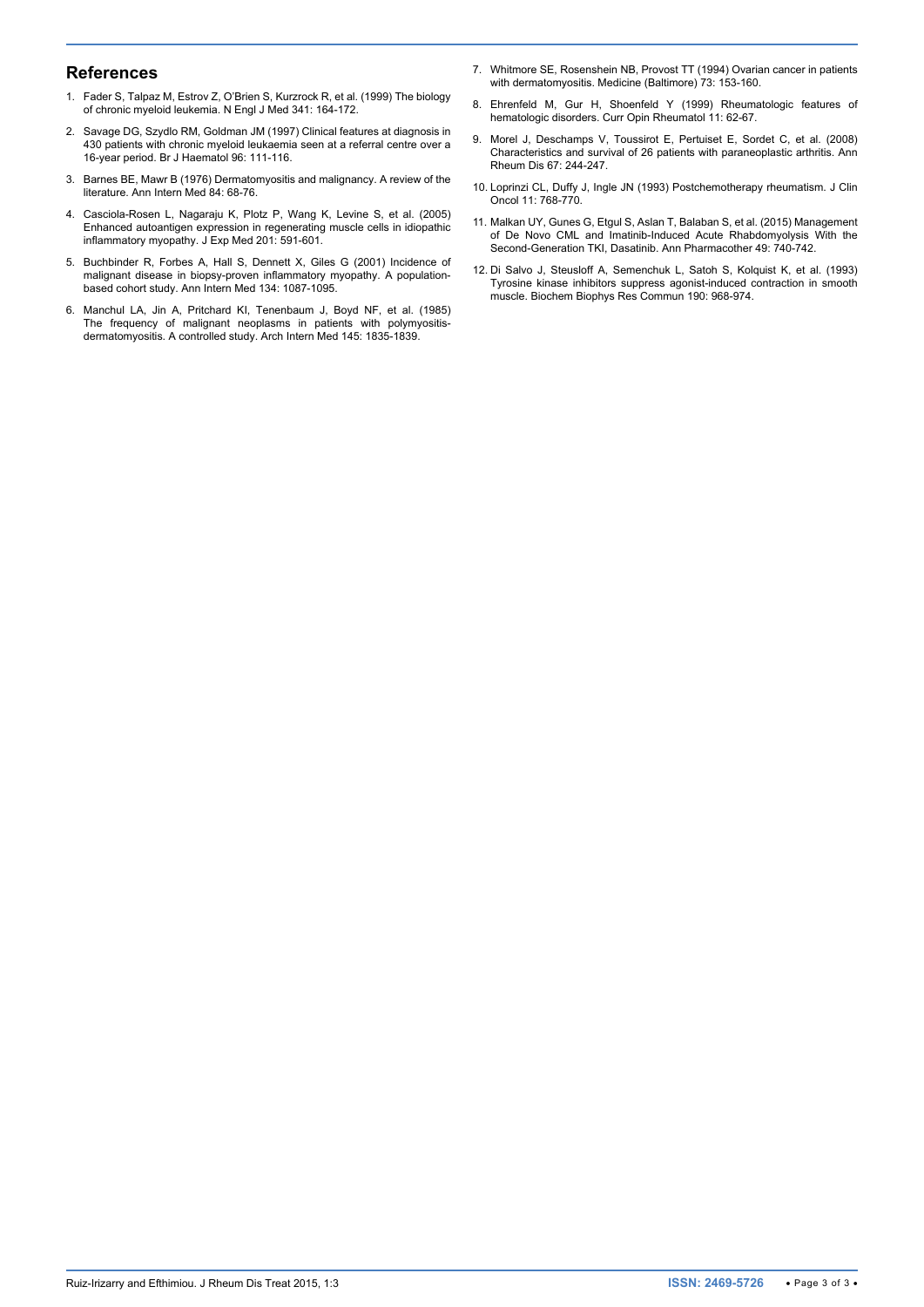## References

1. Fader S, Talpaz M, Estrov Z, O'Brien S, Kurzrock R, et al. (1999) The biology of chronic myeloid leukemia. N Engl J Med 341: 164-172.
2. Savage DG, Szydlo RM, Goldman JM (1997) Clinical features at diagnosis in 430 patients with chronic myeloid leukaemia seen at a referral centre over a 16-year period. Br J Haematol 96: 111-116.
3. Barnes BE, Mawr B (1976) Dermatomyositis and malignancy. A review of the literature. Ann Intern Med 84: 68-76.
4. Casciola-Rosen L, Nagaraju K, Plotz P, Wang K, Levine S, et al. (2005) Enhanced autoantigen expression in regenerating muscle cells in idiopathic inflammatory myopathy. J Exp Med 201: 591-601.
5. Buchbinder R, Forbes A, Hall S, Dennett X, Giles G (2001) Incidence of malignant disease in biopsy-proven inflammatory myopathy. A population-based cohort study. Ann Intern Med 134: 1087-1095.
6. Manchul LA, Jin A, Pritchard KI, Tenenbaum J, Boyd NF, et al. (1985) The frequency of malignant neoplasms in patients with polymyositis-dermatomyositis. A controlled study. Arch Intern Med 145: 1835-1839.
7. Whitmore SE, Rosenshein NB, Provost TT (1994) Ovarian cancer in patients with dermatomyositis. Medicine (Baltimore) 73: 153-160.
8. Ehrenfeld M, Gur H, Shoenfeld Y (1999) Rheumatologic features of hematologic disorders. Curr Opin Rheumatol 11: 62-67.
9. Morel J, Deschamps V, Toussirot E, Pertuiset E, Sordet C, et al. (2008) Characteristics and survival of 26 patients with paraneoplastic arthritis. Ann Rheum Dis 67: 244-247.
10. Loprinzi CL, Duffy J, Ingle JN (1993) Postchemotherapy rheumatism. J Clin Oncol 11: 768-770.
11. Malkan UY, Gunes G, Etgul S, Aslan T, Balaban S, et al. (2015) Management of De Novo CML and Imatinib-Induced Acute Rhabdomyolysis With the Second-Generation TKI, Dasatinib. Ann Pharmacother 49: 740-742.
12. Di Salvo J, Steusloff A, Semenchuk L, Satoh S, Kolquist K, et al. (1993) Tyrosine kinase inhibitors suppress agonist-induced contraction in smooth muscle. Biochem Biophys Res Commun 190: 968-974.